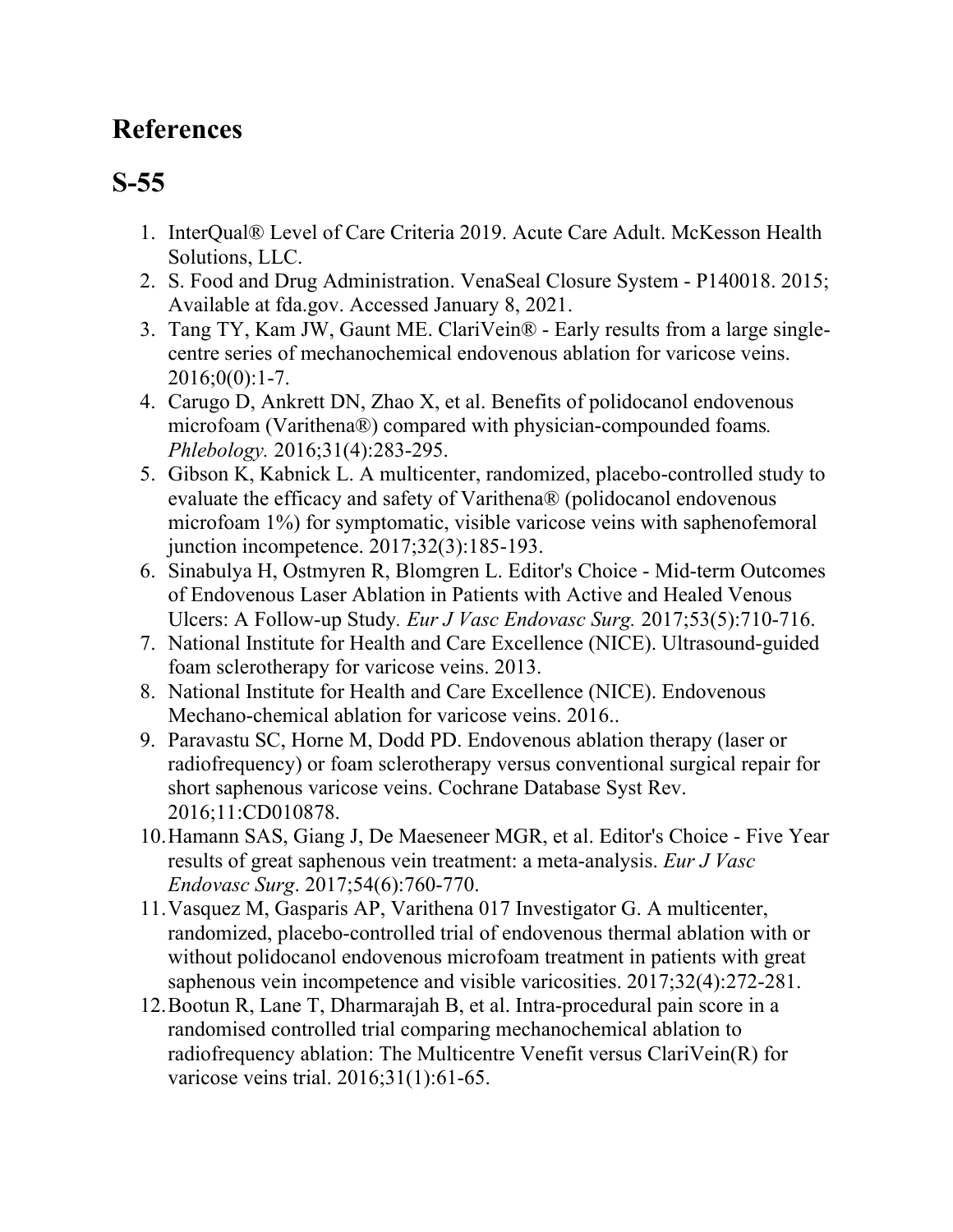# References

# S-55

1. InterQual® Level of Care Criteria 2019. Acute Care Adult. McKesson Health Solutions, LLC.
2. S. Food and Drug Administration. VenaSeal Closure System - P140018. 2015; Available at fda.gov. Accessed January 8, 2021.
3. Tang TY, Kam JW, Gaunt ME. ClariVein® - Early results from a large single-centre series of mechanochemical endovenous ablation for varicose veins. 2016;0(0):1-7.
4. Carugo D, Ankrett DN, Zhao X, et al. Benefits of polidocanol endovenous microfoam (Varithena®) compared with physician-compounded foams. *Phlebology.* 2016;31(4):283-295.
5. Gibson K, Kabnick L. A multicenter, randomized, placebo-controlled study to evaluate the efficacy and safety of Varithena® (polidocanol endovenous microfoam 1%) for symptomatic, visible varicose veins with saphenofemoral junction incompetence. 2017;32(3):185-193.
6. Sinabulya H, Ostmyren R, Blomgren L. Editor's Choice - Mid-term Outcomes of Endovenous Laser Ablation in Patients with Active and Healed Venous Ulcers: A Follow-up Study. *Eur J Vasc Endovasc Surg.* 2017;53(5):710-716.
7. National Institute for Health and Care Excellence (NICE). Ultrasound-guided foam sclerotherapy for varicose veins. 2013.
8. National Institute for Health and Care Excellence (NICE). Endovenous Mechano-chemical ablation for varicose veins. 2016..
9. Paravastu SC, Horne M, Dodd PD. Endovenous ablation therapy (laser or radiofrequency) or foam sclerotherapy versus conventional surgical repair for short saphenous varicose veins. Cochrane Database Syst Rev. 2016;11:CD010878.
10. Hamann SAS, Giang J, De Maeseneer MGR, et al. Editor's Choice - Five Year results of great saphenous vein treatment: a meta-analysis. *Eur J Vasc Endovasc Surg*. 2017;54(6):760-770.
11. Vasquez M, Gasparis AP, Varithena 017 Investigator G. A multicenter, randomized, placebo-controlled trial of endovenous thermal ablation with or without polidocanol endovenous microfoam treatment in patients with great saphenous vein incompetence and visible varicosities. 2017;32(4):272-281.
12. Bootun R, Lane T, Dharmarajah B, et al. Intra-procedural pain score in a randomised controlled trial comparing mechanochemical ablation to radiofrequency ablation: The Multicentre Venefit versus ClariVein(R) for varicose veins trial. 2016;31(1):61-65.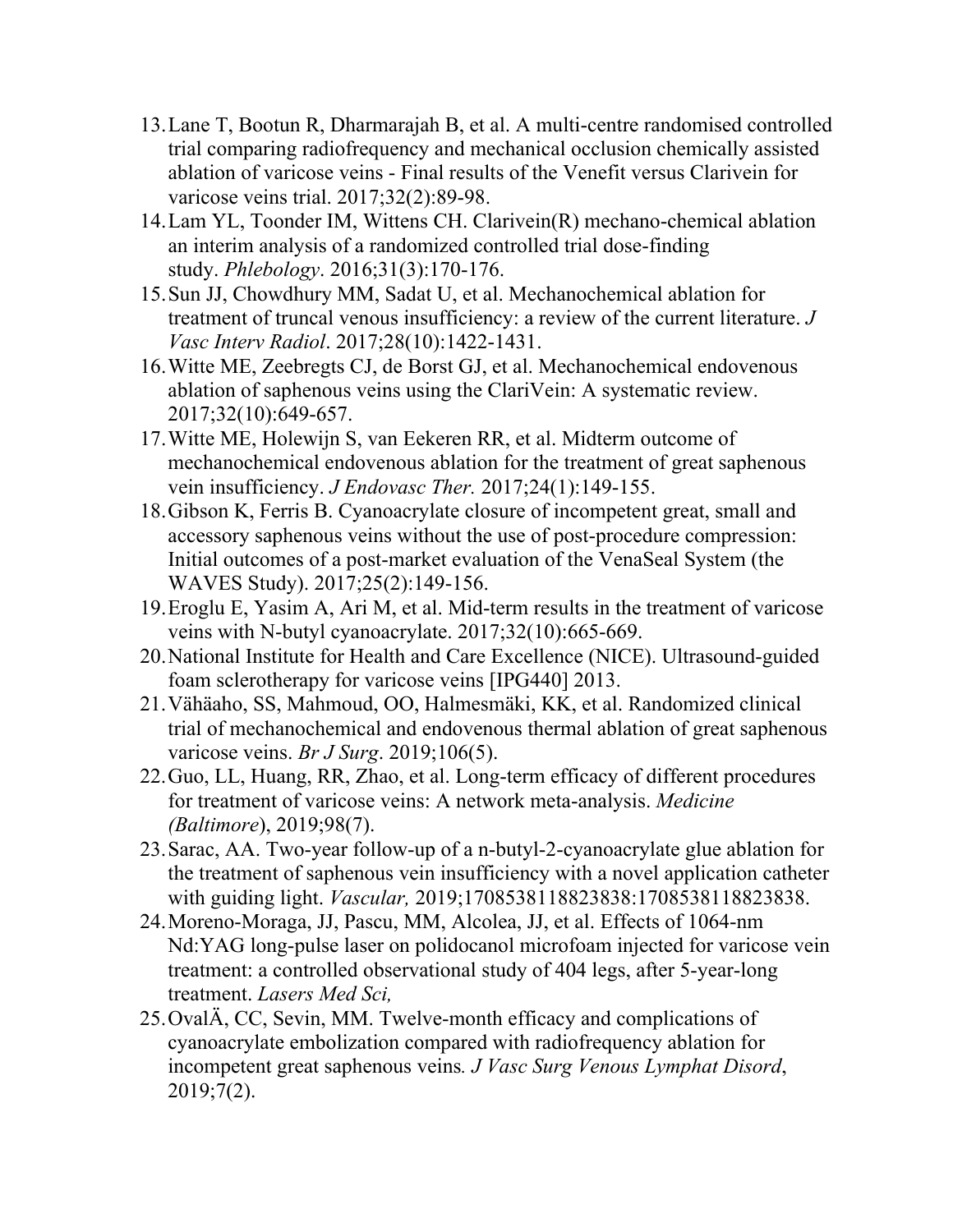13. Lane T, Bootun R, Dharmarajah B, et al. A multi-centre randomised controlled trial comparing radiofrequency and mechanical occlusion chemically assisted ablation of varicose veins - Final results of the Venefit versus Clarivein for varicose veins trial. 2017;32(2):89-98.
14. Lam YL, Toonder IM, Wittens CH. Clarivein(R) mechano-chemical ablation an interim analysis of a randomized controlled trial dose-finding study. *Phlebology*. 2016;31(3):170-176.
15. Sun JJ, Chowdhury MM, Sadat U, et al. Mechanochemical ablation for treatment of truncal venous insufficiency: a review of the current literature. *J Vasc Interv Radiol*. 2017;28(10):1422-1431.
16. Witte ME, Zeebregts CJ, de Borst GJ, et al. Mechanochemical endovenous ablation of saphenous veins using the ClariVein: A systematic review. 2017;32(10):649-657.
17. Witte ME, Holewijn S, van Eekeren RR, et al. Midterm outcome of mechanochemical endovenous ablation for the treatment of great saphenous vein insufficiency. *J Endovasc Ther.* 2017;24(1):149-155.
18. Gibson K, Ferris B. Cyanoacrylate closure of incompetent great, small and accessory saphenous veins without the use of post-procedure compression: Initial outcomes of a post-market evaluation of the VenaSeal System (the WAVES Study). 2017;25(2):149-156.
19. Eroglu E, Yasim A, Ari M, et al. Mid-term results in the treatment of varicose veins with N-butyl cyanoacrylate. 2017;32(10):665-669.
20. National Institute for Health and Care Excellence (NICE). Ultrasound-guided foam sclerotherapy for varicose veins [IPG440] 2013.
21. Vähäaho, SS, Mahmoud, OO, Halmesmäki, KK, et al. Randomized clinical trial of mechanochemical and endovenous thermal ablation of great saphenous varicose veins. *Br J Surg*. 2019;106(5).
22. Guo, LL, Huang, RR, Zhao, et al. Long-term efficacy of different procedures for treatment of varicose veins: A network meta-analysis. *Medicine (Baltimore*), 2019;98(7).
23. Sarac, AA. Two-year follow-up of a n-butyl-2-cyanoacrylate glue ablation for the treatment of saphenous vein insufficiency with a novel application catheter with guiding light. *Vascular,* 2019;1708538118823838:1708538118823838.
24. Moreno-Moraga, JJ, Pascu, MM, Alcolea, JJ, et al. Effects of 1064-nm Nd:YAG long-pulse laser on polidocanol microfoam injected for varicose vein treatment: a controlled observational study of 404 legs, after 5-year-long treatment. *Lasers Med Sci,*
25. OvalÄ, CC, Sevin, MM. Twelve-month efficacy and complications of cyanoacrylate embolization compared with radiofrequency ablation for incompetent great saphenous veins. *J Vasc Surg Venous Lymphat Disord*, 2019;7(2).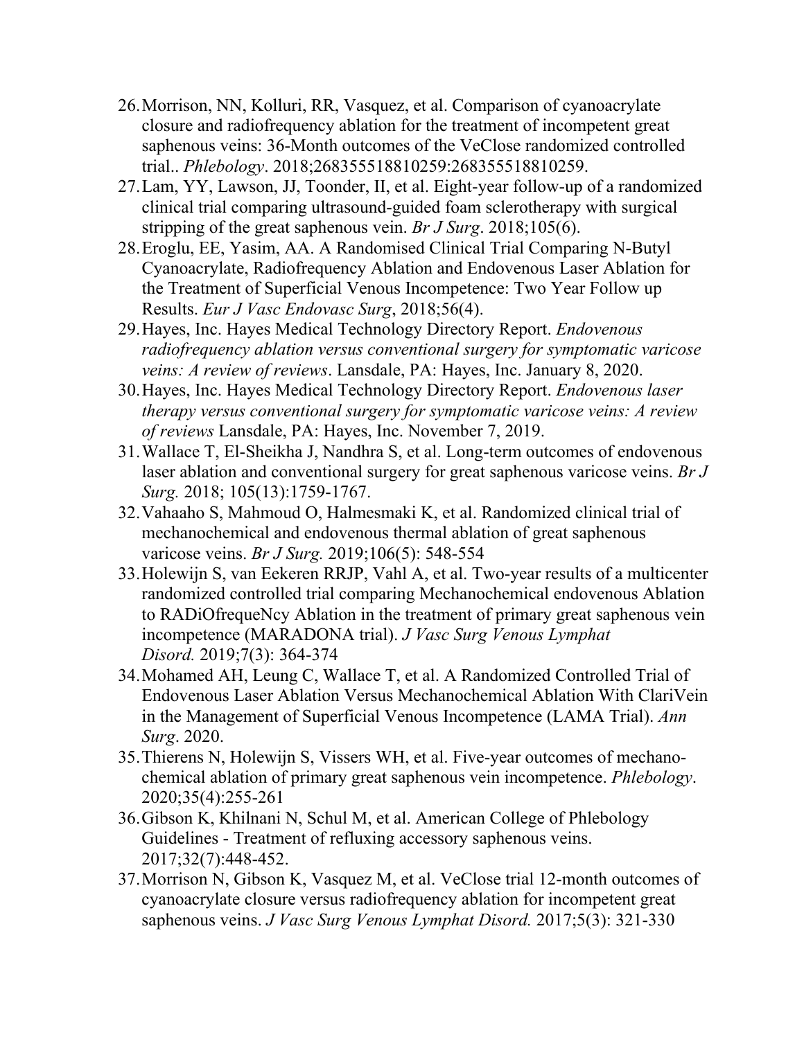26. Morrison, NN, Kolluri, RR, Vasquez, et al. Comparison of cyanoacrylate closure and radiofrequency ablation for the treatment of incompetent great saphenous veins: 36-Month outcomes of the VeClose randomized controlled trial.. *Phlebology*. 2018;268355518810259:268355518810259.
27. Lam, YY, Lawson, JJ, Toonder, II, et al. Eight-year follow-up of a randomized clinical trial comparing ultrasound-guided foam sclerotherapy with surgical stripping of the great saphenous vein. *Br J Surg*. 2018;105(6).
28. Eroglu, EE, Yasim, AA. A Randomised Clinical Trial Comparing N-Butyl Cyanoacrylate, Radiofrequency Ablation and Endovenous Laser Ablation for the Treatment of Superficial Venous Incompetence: Two Year Follow up Results. *Eur J Vasc Endovasc Surg*, 2018;56(4).
29. Hayes, Inc. Hayes Medical Technology Directory Report. *Endovenous radiofrequency ablation versus conventional surgery for symptomatic varicose veins: A review of reviews*. Lansdale, PA: Hayes, Inc. January 8, 2020.
30. Hayes, Inc. Hayes Medical Technology Directory Report. *Endovenous laser therapy versus conventional surgery for symptomatic varicose veins: A review of reviews* Lansdale, PA: Hayes, Inc. November 7, 2019.
31. Wallace T, El-Sheikha J, Nandhra S, et al. Long-term outcomes of endovenous laser ablation and conventional surgery for great saphenous varicose veins. *Br J Surg.* 2018; 105(13):1759-1767.
32. Vahaaho S, Mahmoud O, Halmesmaki K, et al. Randomized clinical trial of mechanochemical and endovenous thermal ablation of great saphenous varicose veins. *Br J Surg.* 2019;106(5): 548-554
33. Holewijn S, van Eekeren RRJP, Vahl A, et al. Two-year results of a multicenter randomized controlled trial comparing Mechanochemical endovenous Ablation to RADiOfrequeNcy Ablation in the treatment of primary great saphenous vein incompetence (MARADONA trial). *J Vasc Surg Venous Lymphat Disord.* 2019;7(3): 364-374
34. Mohamed AH, Leung C, Wallace T, et al. A Randomized Controlled Trial of Endovenous Laser Ablation Versus Mechanochemical Ablation With ClariVein in the Management of Superficial Venous Incompetence (LAMA Trial). *Ann Surg*. 2020.
35. Thierens N, Holewijn S, Vissers WH, et al. Five-year outcomes of mechano-chemical ablation of primary great saphenous vein incompetence. *Phlebology*. 2020;35(4):255-261
36. Gibson K, Khilnani N, Schul M, et al. American College of Phlebology Guidelines - Treatment of refluxing accessory saphenous veins. 2017;32(7):448-452.
37. Morrison N, Gibson K, Vasquez M, et al. VeClose trial 12-month outcomes of cyanoacrylate closure versus radiofrequency ablation for incompetent great saphenous veins. *J Vasc Surg Venous Lymphat Disord.* 2017;5(3): 321-330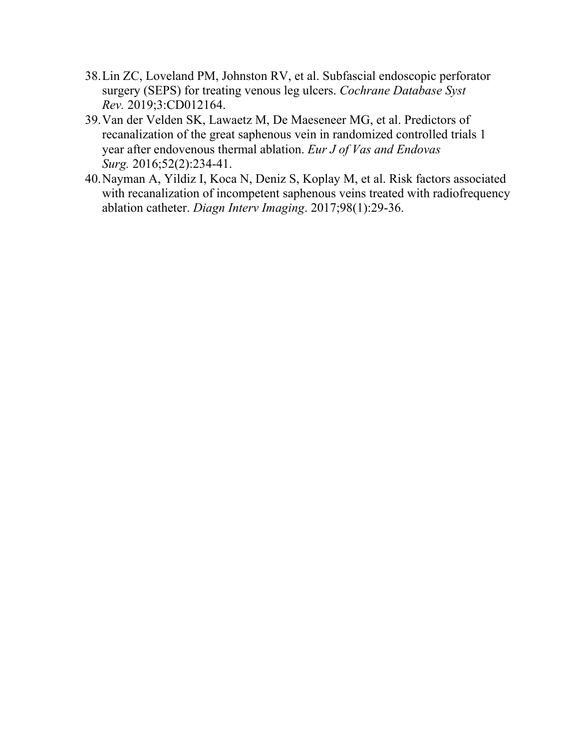38. Lin ZC, Loveland PM, Johnston RV, et al. Subfascial endoscopic perforator surgery (SEPS) for treating venous leg ulcers. *Cochrane Database Syst Rev.* 2019;3:CD012164.
39. Van der Velden SK, Lawaetz M, De Maeseneer MG, et al. Predictors of recanalization of the great saphenous vein in randomized controlled trials 1 year after endovenous thermal ablation. *Eur J of Vas and Endovas Surg.* 2016;52(2):234-41.
40. Nayman A, Yildiz I, Koca N, Deniz S, Koplay M, et al. Risk factors associated with recanalization of incompetent saphenous veins treated with radiofrequency ablation catheter. *Diagn Interv Imaging*. 2017;98(1):29-36.